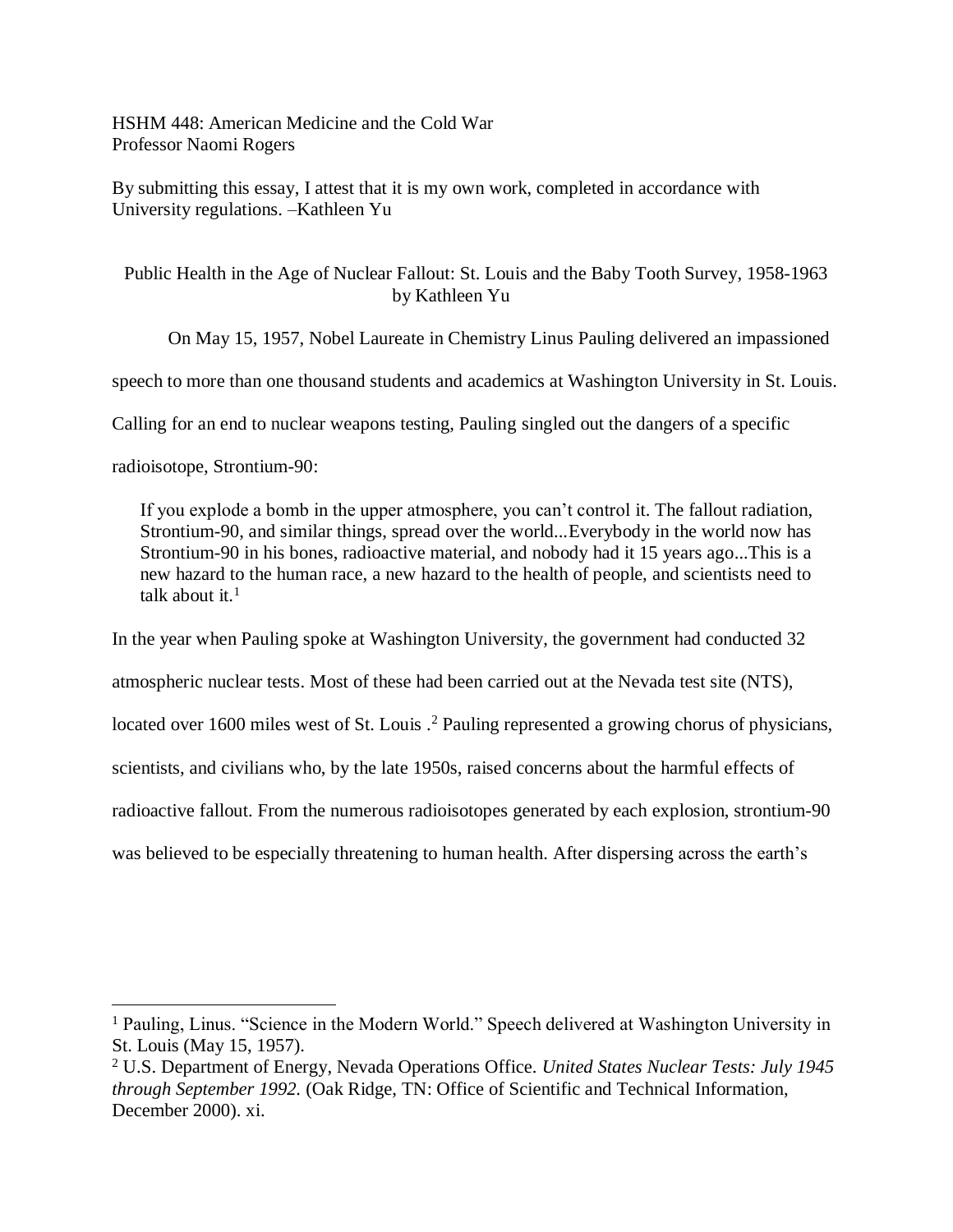HSHM 448: American Medicine and the Cold War
Professor Naomi Rogers

By submitting this essay, I attest that it is my own work, completed in accordance with University regulations. –Kathleen Yu

# Public Health in the Age of Nuclear Fallout: St. Louis and the Baby Tooth Survey, 1958-1963

by Kathleen Yu

On May 15, 1957, Nobel Laureate in Chemistry Linus Pauling delivered an impassioned speech to more than one thousand students and academics at Washington University in St. Louis. Calling for an end to nuclear weapons testing, Pauling singled out the dangers of a specific radioisotope, Strontium-90:

> If you explode a bomb in the upper atmosphere, you can't control it. The fallout radiation, Strontium-90, and similar things, spread over the world...Everybody in the world now has Strontium-90 in his bones, radioactive material, and nobody had it 15 years ago...This is a new hazard to the human race, a new hazard to the health of people, and scientists need to talk about it.[1]

In the year when Pauling spoke at Washington University, the government had conducted 32 atmospheric nuclear tests. Most of these had been carried out at the Nevada test site (NTS), located over 1600 miles west of St. Louis .[2] Pauling represented a growing chorus of physicians, scientists, and civilians who, by the late 1950s, raised concerns about the harmful effects of radioactive fallout. From the numerous radioisotopes generated by each explosion, strontium-90 was believed to be especially threatening to human health. After dispersing across the earth's

---

[1] Pauling, Linus. "Science in the Modern World." Speech delivered at Washington University in St. Louis (May 15, 1957).

[2] U.S. Department of Energy, Nevada Operations Office. *United States Nuclear Tests: July 1945 through September 1992.* (Oak Ridge, TN: Office of Scientific and Technical Information, December 2000). xi.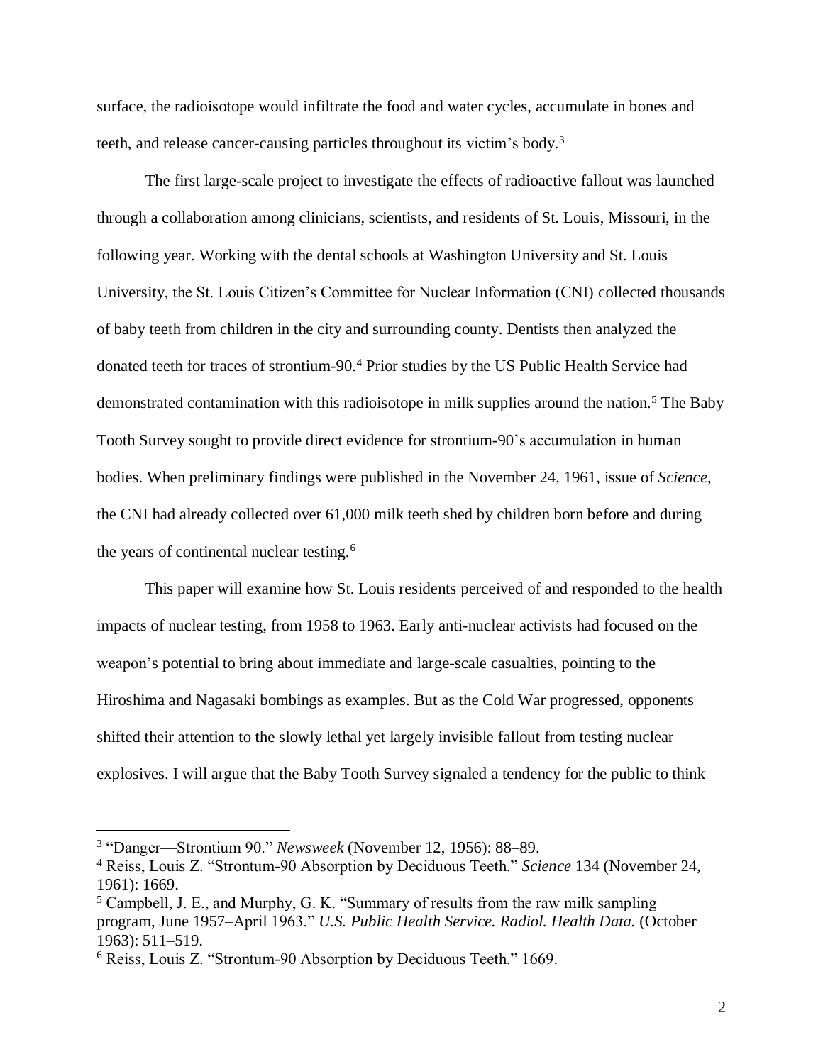surface, the radioisotope would infiltrate the food and water cycles, accumulate in bones and teeth, and release cancer-causing particles throughout its victim's body.[3]

The first large-scale project to investigate the effects of radioactive fallout was launched through a collaboration among clinicians, scientists, and residents of St. Louis, Missouri, in the following year. Working with the dental schools at Washington University and St. Louis University, the St. Louis Citizen's Committee for Nuclear Information (CNI) collected thousands of baby teeth from children in the city and surrounding county. Dentists then analyzed the donated teeth for traces of strontium-90.[4] Prior studies by the US Public Health Service had demonstrated contamination with this radioisotope in milk supplies around the nation.[5] The Baby Tooth Survey sought to provide direct evidence for strontium-90's accumulation in human bodies. When preliminary findings were published in the November 24, 1961, issue of *Science*, the CNI had already collected over 61,000 milk teeth shed by children born before and during the years of continental nuclear testing.[6]

This paper will examine how St. Louis residents perceived of and responded to the health impacts of nuclear testing, from 1958 to 1963. Early anti-nuclear activists had focused on the weapon's potential to bring about immediate and large-scale casualties, pointing to the Hiroshima and Nagasaki bombings as examples. But as the Cold War progressed, opponents shifted their attention to the slowly lethal yet largely invisible fallout from testing nuclear explosives. I will argue that the Baby Tooth Survey signaled a tendency for the public to think

---

[3] "Danger—Strontium 90." *Newsweek* (November 12, 1956): 88–89.

[4] Reiss, Louis Z. "Strontum-90 Absorption by Deciduous Teeth." *Science* 134 (November 24, 1961): 1669.

[5] Campbell, J. E., and Murphy, G. K. "Summary of results from the raw milk sampling program, June 1957–April 1963." *U.S. Public Health Service. Radiol. Health Data.* (October 1963): 511–519.

[6] Reiss, Louis Z. "Strontum-90 Absorption by Deciduous Teeth." 1669.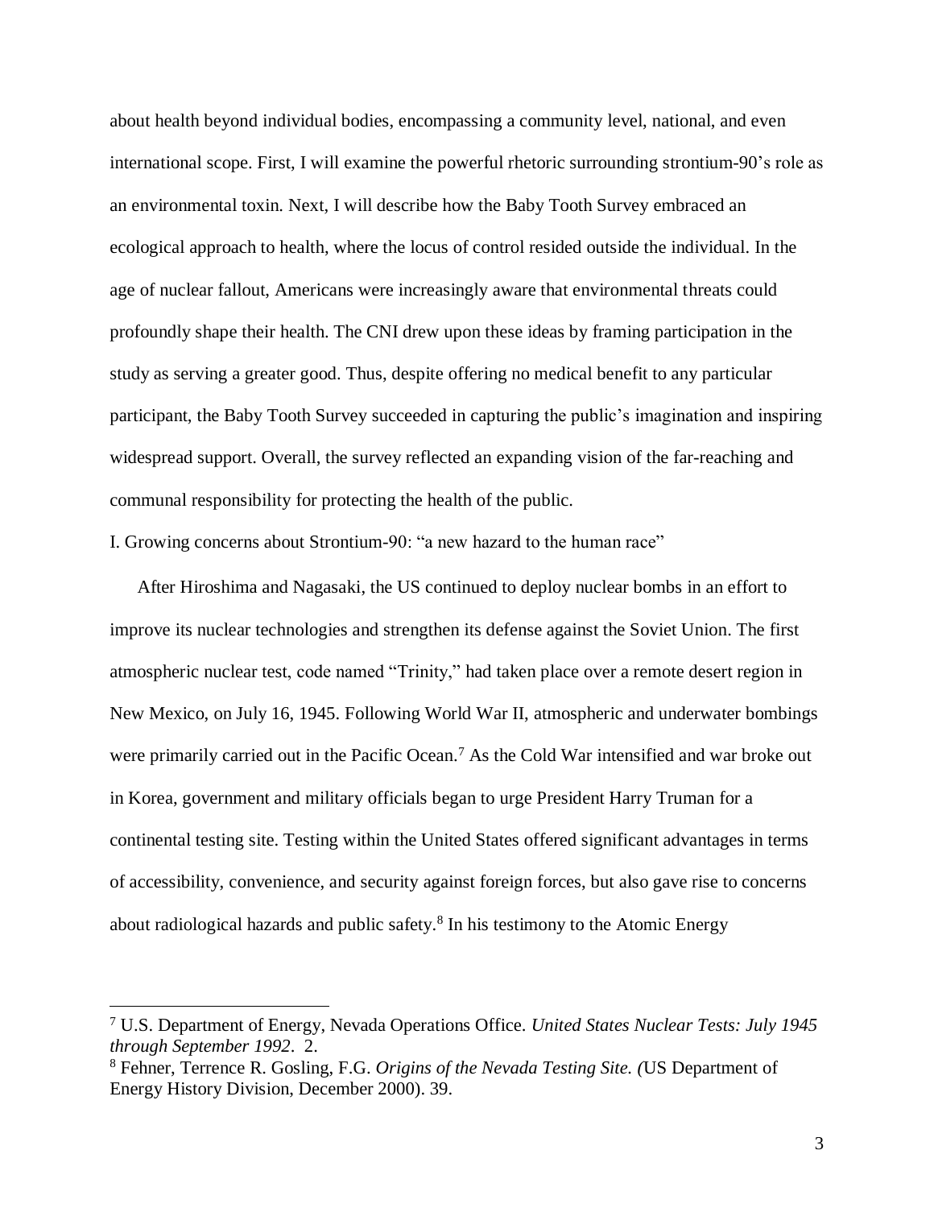about health beyond individual bodies, encompassing a community level, national, and even international scope. First, I will examine the powerful rhetoric surrounding strontium-90's role as an environmental toxin. Next, I will describe how the Baby Tooth Survey embraced an ecological approach to health, where the locus of control resided outside the individual. In the age of nuclear fallout, Americans were increasingly aware that environmental threats could profoundly shape their health. The CNI drew upon these ideas by framing participation in the study as serving a greater good. Thus, despite offering no medical benefit to any particular participant, the Baby Tooth Survey succeeded in capturing the public's imagination and inspiring widespread support. Overall, the survey reflected an expanding vision of the far-reaching and communal responsibility for protecting the health of the public.

## I. Growing concerns about Strontium-90: "a new hazard to the human race"

After Hiroshima and Nagasaki, the US continued to deploy nuclear bombs in an effort to improve its nuclear technologies and strengthen its defense against the Soviet Union. The first atmospheric nuclear test, code named "Trinity," had taken place over a remote desert region in New Mexico, on July 16, 1945. Following World War II, atmospheric and underwater bombings were primarily carried out in the Pacific Ocean.[7] As the Cold War intensified and war broke out in Korea, government and military officials began to urge President Harry Truman for a continental testing site. Testing within the United States offered significant advantages in terms of accessibility, convenience, and security against foreign forces, but also gave rise to concerns about radiological hazards and public safety.[8] In his testimony to the Atomic Energy

---

[7] U.S. Department of Energy, Nevada Operations Office. *United States Nuclear Tests: July 1945 through September 1992*. 2.

[8] Fehner, Terrence R. Gosling, F.G. *Origins of the Nevada Testing Site. (*US Department of Energy History Division, December 2000). 39.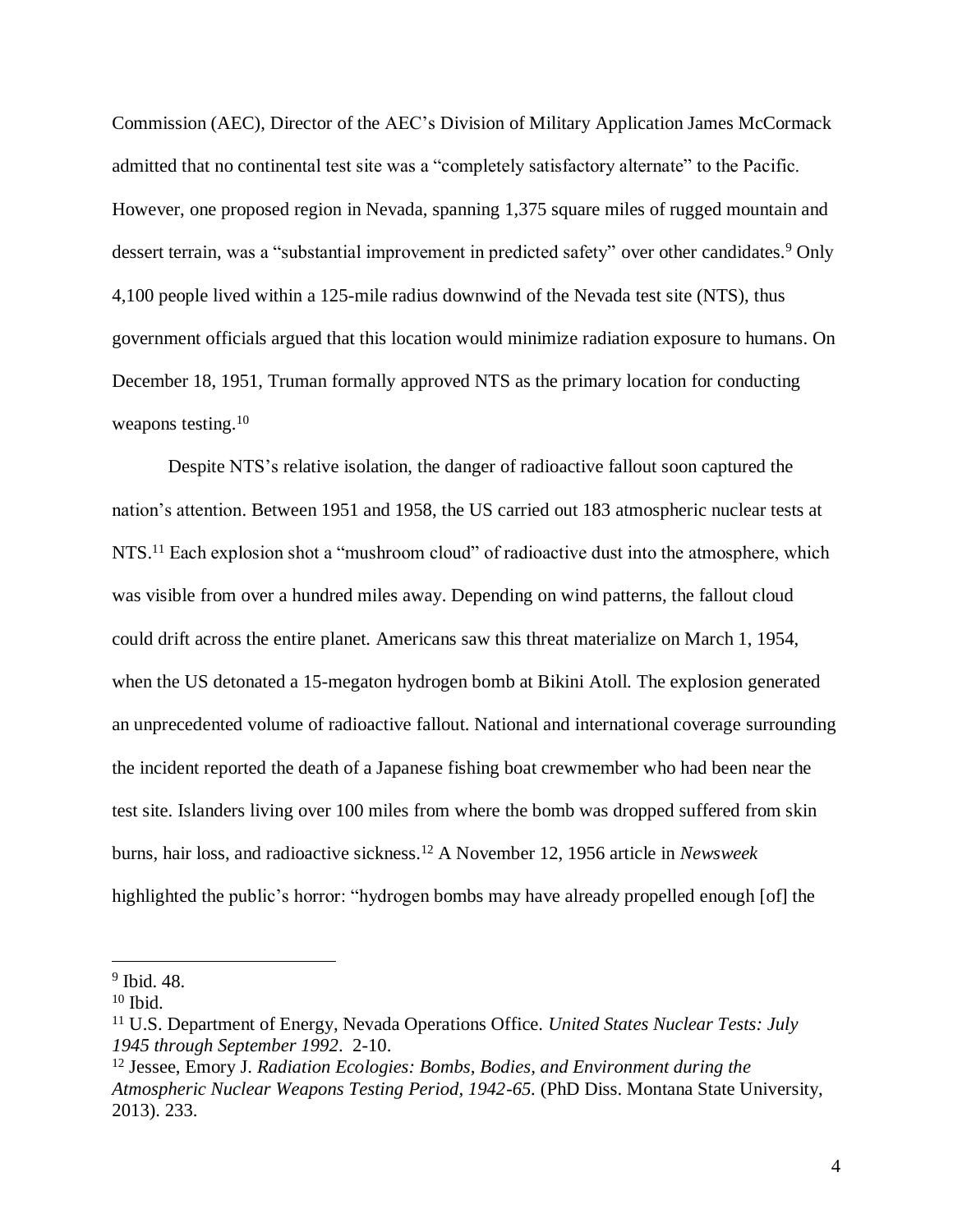Commission (AEC), Director of the AEC's Division of Military Application James McCormack admitted that no continental test site was a "completely satisfactory alternate" to the Pacific. However, one proposed region in Nevada, spanning 1,375 square miles of rugged mountain and dessert terrain, was a "substantial improvement in predicted safety" over other candidates.[9] Only 4,100 people lived within a 125-mile radius downwind of the Nevada test site (NTS), thus government officials argued that this location would minimize radiation exposure to humans. On December 18, 1951, Truman formally approved NTS as the primary location for conducting weapons testing.[10]

Despite NTS's relative isolation, the danger of radioactive fallout soon captured the nation's attention. Between 1951 and 1958, the US carried out 183 atmospheric nuclear tests at NTS.[11] Each explosion shot a "mushroom cloud" of radioactive dust into the atmosphere, which was visible from over a hundred miles away. Depending on wind patterns, the fallout cloud could drift across the entire planet. Americans saw this threat materialize on March 1, 1954, when the US detonated a 15-megaton hydrogen bomb at Bikini Atoll. The explosion generated an unprecedented volume of radioactive fallout. National and international coverage surrounding the incident reported the death of a Japanese fishing boat crewmember who had been near the test site. Islanders living over 100 miles from where the bomb was dropped suffered from skin burns, hair loss, and radioactive sickness.[12] A November 12, 1956 article in *Newsweek* highlighted the public's horror: "hydrogen bombs may have already propelled enough [of] the

---

[9] Ibid. 48.

[10] Ibid.

[11] U.S. Department of Energy, Nevada Operations Office. *United States Nuclear Tests: July 1945 through September 1992*. 2-10.

[12] Jessee, Emory J. *Radiation Ecologies: Bombs, Bodies, and Environment during the Atmospheric Nuclear Weapons Testing Period, 1942-65.* (PhD Diss. Montana State University, 2013). 233.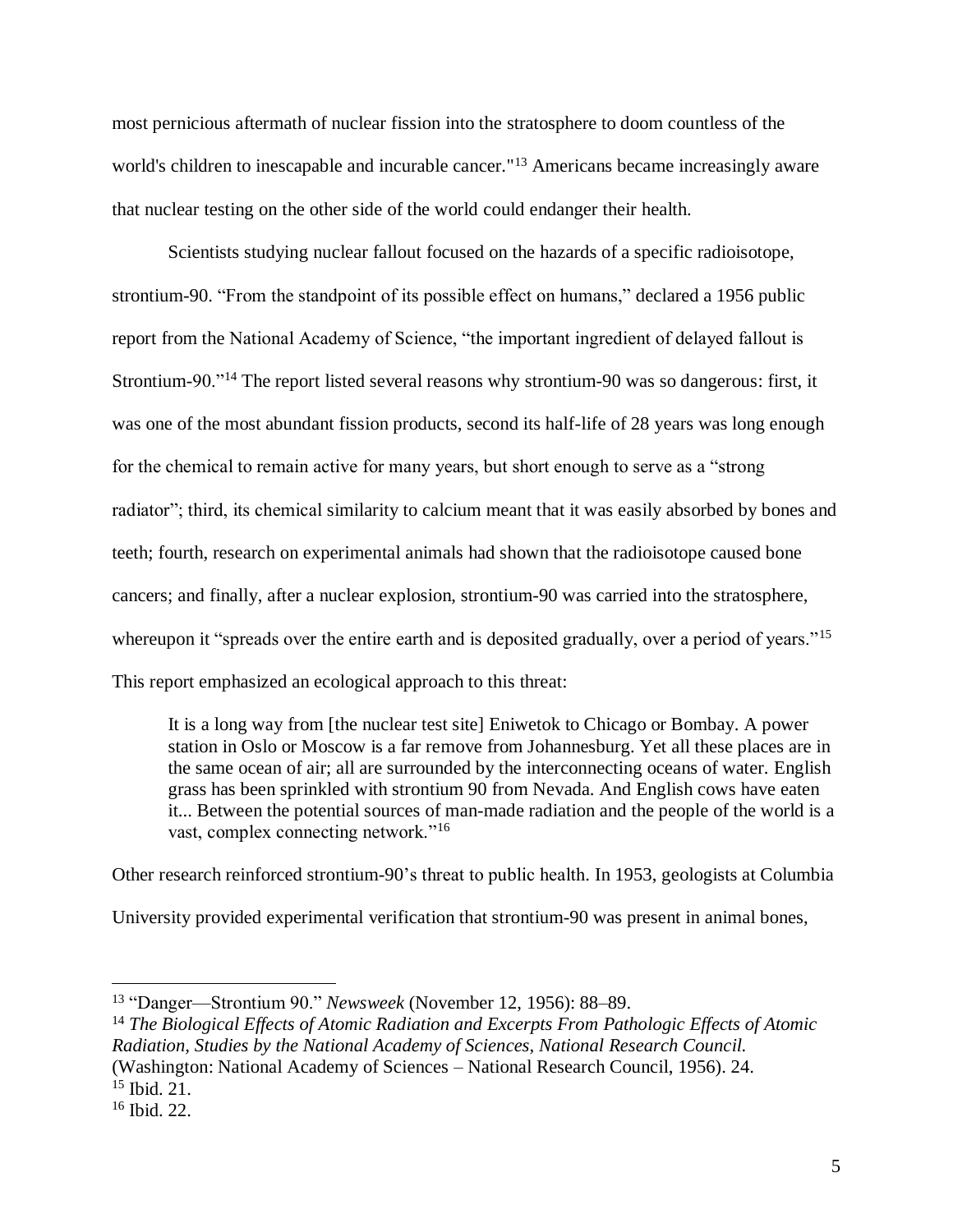most pernicious aftermath of nuclear fission into the stratosphere to doom countless of the world's children to inescapable and incurable cancer."[13] Americans became increasingly aware that nuclear testing on the other side of the world could endanger their health.

Scientists studying nuclear fallout focused on the hazards of a specific radioisotope, strontium-90. "From the standpoint of its possible effect on humans," declared a 1956 public report from the National Academy of Science, "the important ingredient of delayed fallout is Strontium-90."[14] The report listed several reasons why strontium-90 was so dangerous: first, it was one of the most abundant fission products, second its half-life of 28 years was long enough for the chemical to remain active for many years, but short enough to serve as a "strong radiator"; third, its chemical similarity to calcium meant that it was easily absorbed by bones and teeth; fourth, research on experimental animals had shown that the radioisotope caused bone cancers; and finally, after a nuclear explosion, strontium-90 was carried into the stratosphere, whereupon it "spreads over the entire earth and is deposited gradually, over a period of years."[15] This report emphasized an ecological approach to this threat:

> It is a long way from [the nuclear test site] Eniwetok to Chicago or Bombay. A power station in Oslo or Moscow is a far remove from Johannesburg. Yet all these places are in the same ocean of air; all are surrounded by the interconnecting oceans of water. English grass has been sprinkled with strontium 90 from Nevada. And English cows have eaten it... Between the potential sources of man-made radiation and the people of the world is a vast, complex connecting network."[16]

Other research reinforced strontium-90's threat to public health. In 1953, geologists at Columbia University provided experimental verification that strontium-90 was present in animal bones,

---

[13] "Danger—Strontium 90." *Newsweek* (November 12, 1956): 88–89.

[14] *The Biological Effects of Atomic Radiation and Excerpts From Pathologic Effects of Atomic Radiation, Studies by the National Academy of Sciences, National Research Council.* (Washington: National Academy of Sciences – National Research Council, 1956). 24.

[15] Ibid. 21.

[16] Ibid. 22.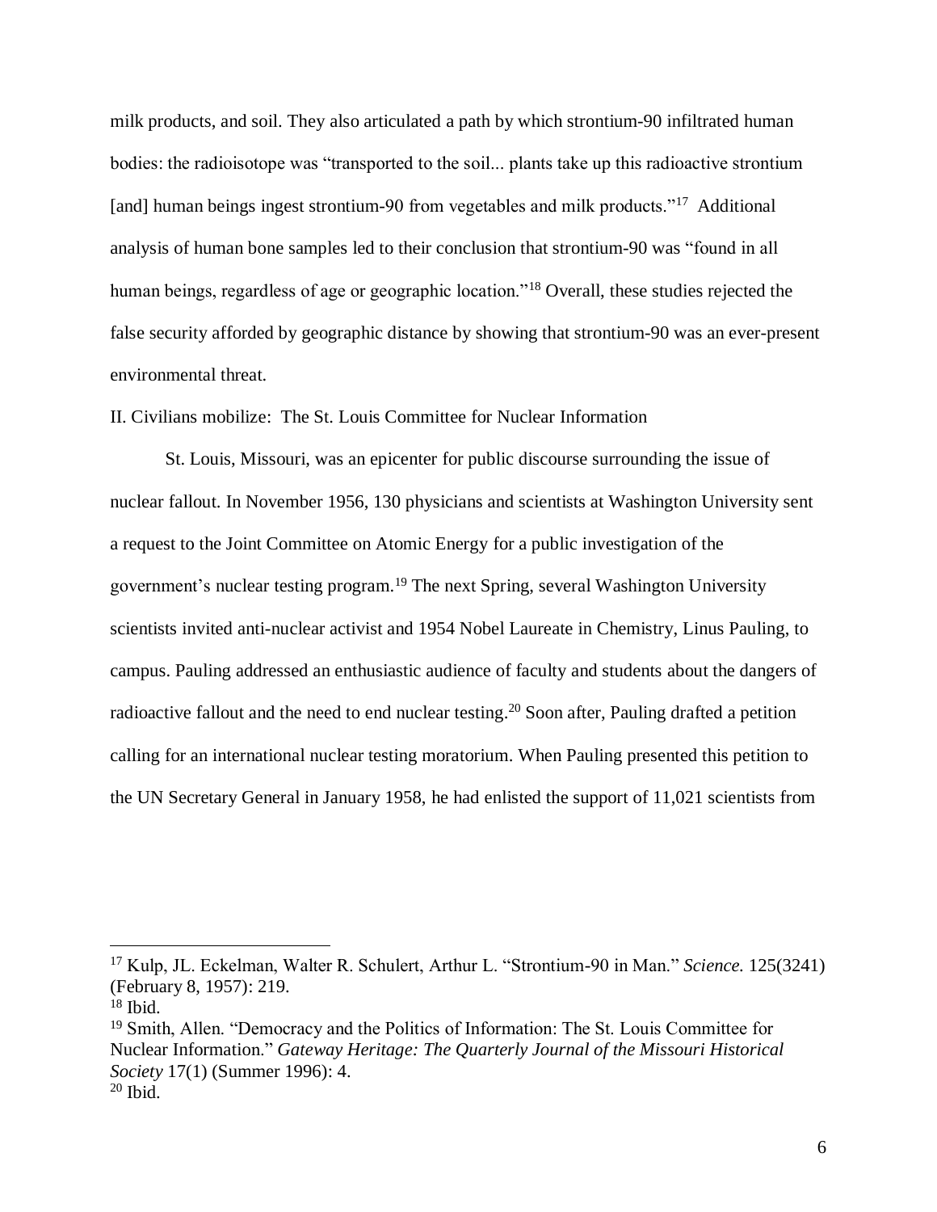milk products, and soil. They also articulated a path by which strontium-90 infiltrated human bodies: the radioisotope was "transported to the soil... plants take up this radioactive strontium [and] human beings ingest strontium-90 from vegetables and milk products."[17] Additional analysis of human bone samples led to their conclusion that strontium-90 was "found in all human beings, regardless of age or geographic location."[18] Overall, these studies rejected the false security afforded by geographic distance by showing that strontium-90 was an ever-present environmental threat.

## II. Civilians mobilize: The St. Louis Committee for Nuclear Information

St. Louis, Missouri, was an epicenter for public discourse surrounding the issue of nuclear fallout. In November 1956, 130 physicians and scientists at Washington University sent a request to the Joint Committee on Atomic Energy for a public investigation of the government's nuclear testing program.[19] The next Spring, several Washington University scientists invited anti-nuclear activist and 1954 Nobel Laureate in Chemistry, Linus Pauling, to campus. Pauling addressed an enthusiastic audience of faculty and students about the dangers of radioactive fallout and the need to end nuclear testing.[20] Soon after, Pauling drafted a petition calling for an international nuclear testing moratorium. When Pauling presented this petition to the UN Secretary General in January 1958, he had enlisted the support of 11,021 scientists from

---

[17] Kulp, JL. Eckelman, Walter R. Schulert, Arthur L. "Strontium-90 in Man." *Science.* 125(3241) (February 8, 1957): 219.

[18] Ibid.

[19] Smith, Allen. "Democracy and the Politics of Information: The St. Louis Committee for Nuclear Information." *Gateway Heritage: The Quarterly Journal of the Missouri Historical Society* 17(1) (Summer 1996): 4.

[20] Ibid.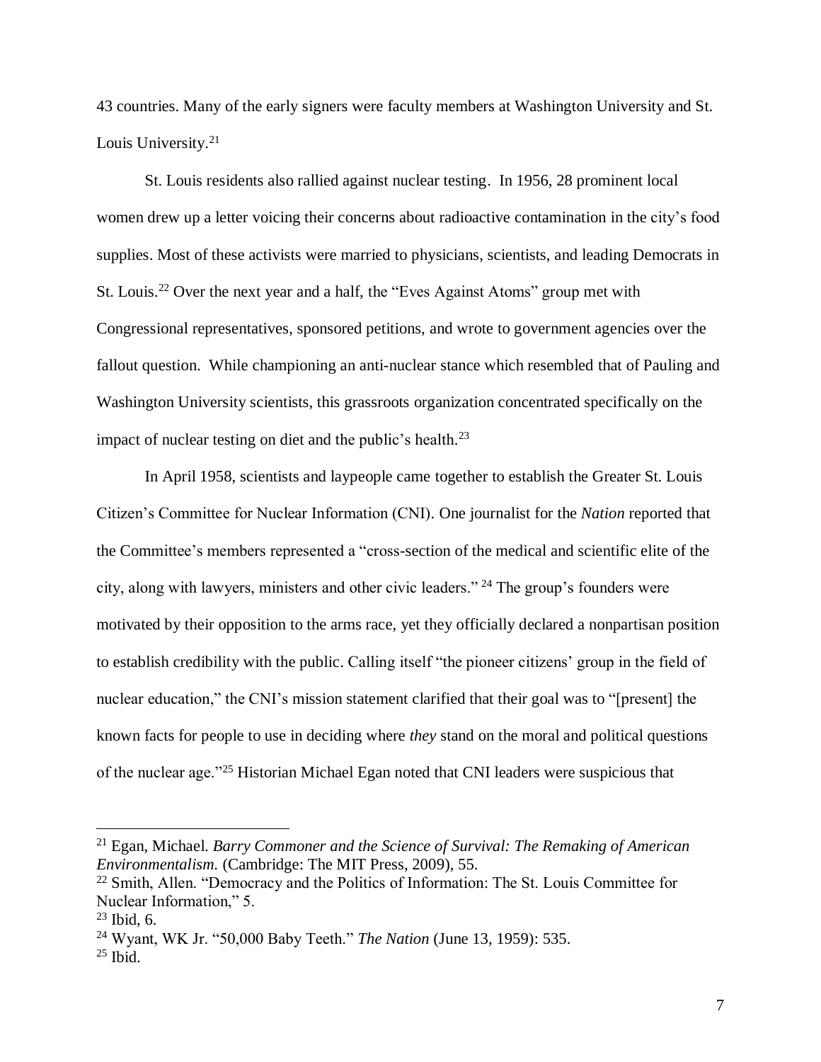43 countries. Many of the early signers were faculty members at Washington University and St. Louis University.[21]

St. Louis residents also rallied against nuclear testing. In 1956, 28 prominent local women drew up a letter voicing their concerns about radioactive contamination in the city's food supplies. Most of these activists were married to physicians, scientists, and leading Democrats in St. Louis.[22] Over the next year and a half, the "Eves Against Atoms" group met with Congressional representatives, sponsored petitions, and wrote to government agencies over the fallout question. While championing an anti-nuclear stance which resembled that of Pauling and Washington University scientists, this grassroots organization concentrated specifically on the impact of nuclear testing on diet and the public's health.[23]

In April 1958, scientists and laypeople came together to establish the Greater St. Louis Citizen's Committee for Nuclear Information (CNI). One journalist for the *Nation* reported that the Committee's members represented a "cross-section of the medical and scientific elite of the city, along with lawyers, ministers and other civic leaders." [24] The group's founders were motivated by their opposition to the arms race, yet they officially declared a nonpartisan position to establish credibility with the public. Calling itself "the pioneer citizens' group in the field of nuclear education," the CNI's mission statement clarified that their goal was to "[present] the known facts for people to use in deciding where *they* stand on the moral and political questions of the nuclear age."[25] Historian Michael Egan noted that CNI leaders were suspicious that

---

[21] Egan, Michael. *Barry Commoner and the Science of Survival: The Remaking of American Environmentalism.* (Cambridge: The MIT Press, 2009), 55.

[22] Smith, Allen. "Democracy and the Politics of Information: The St. Louis Committee for Nuclear Information," 5.

[23] Ibid, 6.

[24] Wyant, WK Jr. "50,000 Baby Teeth." *The Nation* (June 13, 1959): 535.

[25] Ibid.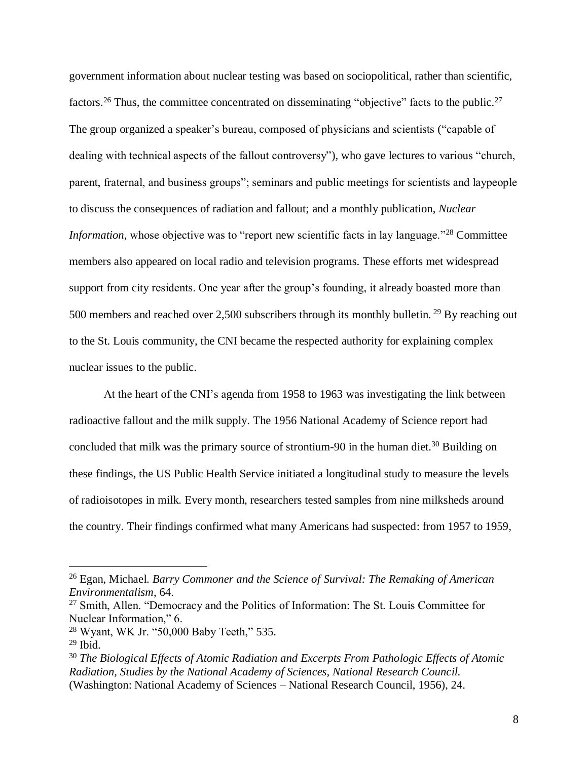government information about nuclear testing was based on sociopolitical, rather than scientific, factors.[26] Thus, the committee concentrated on disseminating "objective" facts to the public.[27] The group organized a speaker's bureau, composed of physicians and scientists ("capable of dealing with technical aspects of the fallout controversy"), who gave lectures to various "church, parent, fraternal, and business groups"; seminars and public meetings for scientists and laypeople to discuss the consequences of radiation and fallout; and a monthly publication, *Nuclear Information*, whose objective was to "report new scientific facts in lay language."[28] Committee members also appeared on local radio and television programs. These efforts met widespread support from city residents. One year after the group's founding, it already boasted more than 500 members and reached over 2,500 subscribers through its monthly bulletin.[29] By reaching out to the St. Louis community, the CNI became the respected authority for explaining complex nuclear issues to the public.

At the heart of the CNI's agenda from 1958 to 1963 was investigating the link between radioactive fallout and the milk supply. The 1956 National Academy of Science report had concluded that milk was the primary source of strontium-90 in the human diet.[30] Building on these findings, the US Public Health Service initiated a longitudinal study to measure the levels of radioisotopes in milk. Every month, researchers tested samples from nine milksheds around the country. Their findings confirmed what many Americans had suspected: from 1957 to 1959,

---

[26] Egan, Michael. *Barry Commoner and the Science of Survival: The Remaking of American Environmentalism*, 64.

[27] Smith, Allen. "Democracy and the Politics of Information: The St. Louis Committee for Nuclear Information," 6.

[28] Wyant, WK Jr. "50,000 Baby Teeth," 535.

[29] Ibid.

[30] *The Biological Effects of Atomic Radiation and Excerpts From Pathologic Effects of Atomic Radiation, Studies by the National Academy of Sciences, National Research Council.* (Washington: National Academy of Sciences – National Research Council, 1956), 24.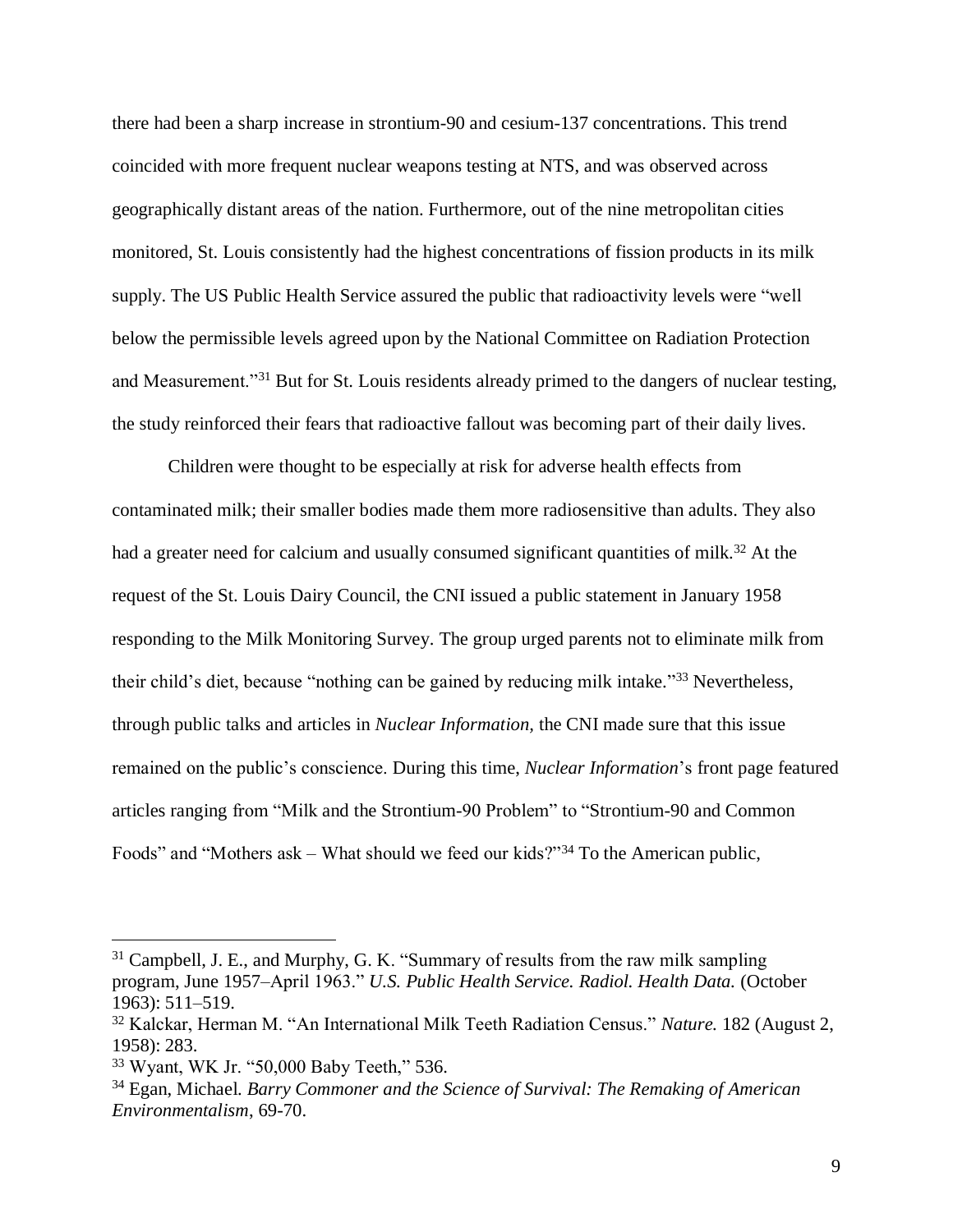there had been a sharp increase in strontium-90 and cesium-137 concentrations. This trend coincided with more frequent nuclear weapons testing at NTS, and was observed across geographically distant areas of the nation. Furthermore, out of the nine metropolitan cities monitored, St. Louis consistently had the highest concentrations of fission products in its milk supply. The US Public Health Service assured the public that radioactivity levels were "well below the permissible levels agreed upon by the National Committee on Radiation Protection and Measurement."[31] But for St. Louis residents already primed to the dangers of nuclear testing, the study reinforced their fears that radioactive fallout was becoming part of their daily lives.

Children were thought to be especially at risk for adverse health effects from contaminated milk; their smaller bodies made them more radiosensitive than adults. They also had a greater need for calcium and usually consumed significant quantities of milk.[32] At the request of the St. Louis Dairy Council, the CNI issued a public statement in January 1958 responding to the Milk Monitoring Survey. The group urged parents not to eliminate milk from their child's diet, because "nothing can be gained by reducing milk intake."[33] Nevertheless, through public talks and articles in *Nuclear Information,* the CNI made sure that this issue remained on the public's conscience. During this time, *Nuclear Information*'s front page featured articles ranging from "Milk and the Strontium-90 Problem" to "Strontium-90 and Common Foods" and "Mothers ask – What should we feed our kids?"[34] To the American public,

---

[31] Campbell, J. E., and Murphy, G. K. "Summary of results from the raw milk sampling program, June 1957–April 1963." *U.S. Public Health Service. Radiol. Health Data.* (October 1963): 511–519.

[32] Kalckar, Herman M. "An International Milk Teeth Radiation Census." *Nature.* 182 (August 2, 1958): 283.

[33] Wyant, WK Jr. "50,000 Baby Teeth," 536.

[34] Egan, Michael. *Barry Commoner and the Science of Survival: The Remaking of American Environmentalism*, 69-70.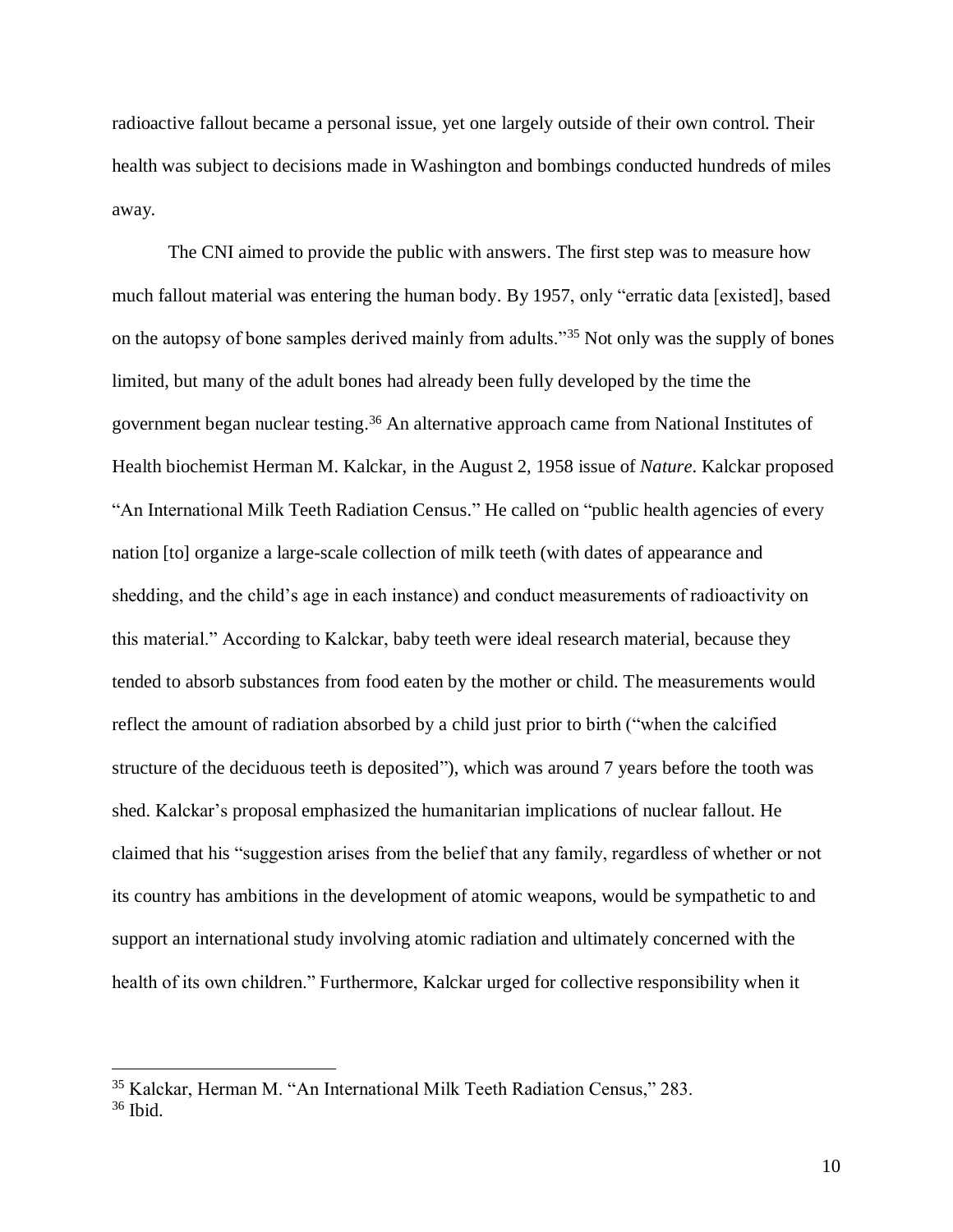radioactive fallout became a personal issue, yet one largely outside of their own control. Their health was subject to decisions made in Washington and bombings conducted hundreds of miles away.

The CNI aimed to provide the public with answers. The first step was to measure how much fallout material was entering the human body. By 1957, only "erratic data [existed], based on the autopsy of bone samples derived mainly from adults."[35] Not only was the supply of bones limited, but many of the adult bones had already been fully developed by the time the government began nuclear testing.[36] An alternative approach came from National Institutes of Health biochemist Herman M. Kalckar, in the August 2, 1958 issue of *Nature*. Kalckar proposed "An International Milk Teeth Radiation Census." He called on "public health agencies of every nation [to] organize a large-scale collection of milk teeth (with dates of appearance and shedding, and the child's age in each instance) and conduct measurements of radioactivity on this material." According to Kalckar, baby teeth were ideal research material, because they tended to absorb substances from food eaten by the mother or child. The measurements would reflect the amount of radiation absorbed by a child just prior to birth ("when the calcified structure of the deciduous teeth is deposited"), which was around 7 years before the tooth was shed. Kalckar's proposal emphasized the humanitarian implications of nuclear fallout. He claimed that his "suggestion arises from the belief that any family, regardless of whether or not its country has ambitions in the development of atomic weapons, would be sympathetic to and support an international study involving atomic radiation and ultimately concerned with the health of its own children." Furthermore, Kalckar urged for collective responsibility when it

---

[35] Kalckar, Herman M. "An International Milk Teeth Radiation Census," 283.

[36] Ibid.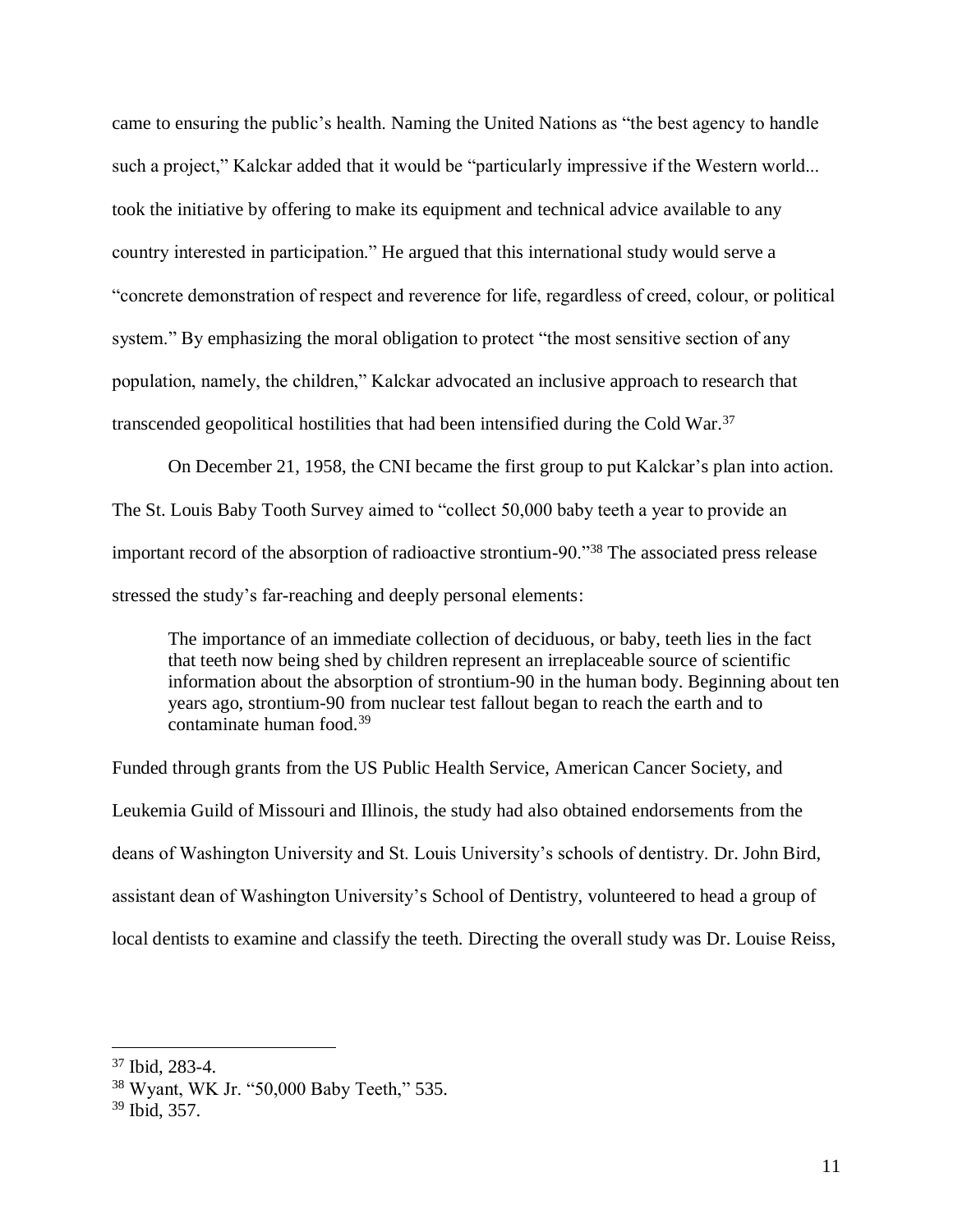came to ensuring the public's health. Naming the United Nations as "the best agency to handle such a project," Kalckar added that it would be "particularly impressive if the Western world... took the initiative by offering to make its equipment and technical advice available to any country interested in participation." He argued that this international study would serve a "concrete demonstration of respect and reverence for life, regardless of creed, colour, or political system." By emphasizing the moral obligation to protect "the most sensitive section of any population, namely, the children," Kalckar advocated an inclusive approach to research that transcended geopolitical hostilities that had been intensified during the Cold War.[37]

On December 21, 1958, the CNI became the first group to put Kalckar's plan into action. The St. Louis Baby Tooth Survey aimed to "collect 50,000 baby teeth a year to provide an important record of the absorption of radioactive strontium-90."[38] The associated press release stressed the study's far-reaching and deeply personal elements:

> The importance of an immediate collection of deciduous, or baby, teeth lies in the fact that teeth now being shed by children represent an irreplaceable source of scientific information about the absorption of strontium-90 in the human body. Beginning about ten years ago, strontium-90 from nuclear test fallout began to reach the earth and to contaminate human food.[39]

Funded through grants from the US Public Health Service, American Cancer Society, and Leukemia Guild of Missouri and Illinois, the study had also obtained endorsements from the deans of Washington University and St. Louis University's schools of dentistry. Dr. John Bird, assistant dean of Washington University's School of Dentistry, volunteered to head a group of local dentists to examine and classify the teeth. Directing the overall study was Dr. Louise Reiss,

---

[37] Ibid, 283-4.

[38] Wyant, WK Jr. "50,000 Baby Teeth," 535.

[39] Ibid, 357.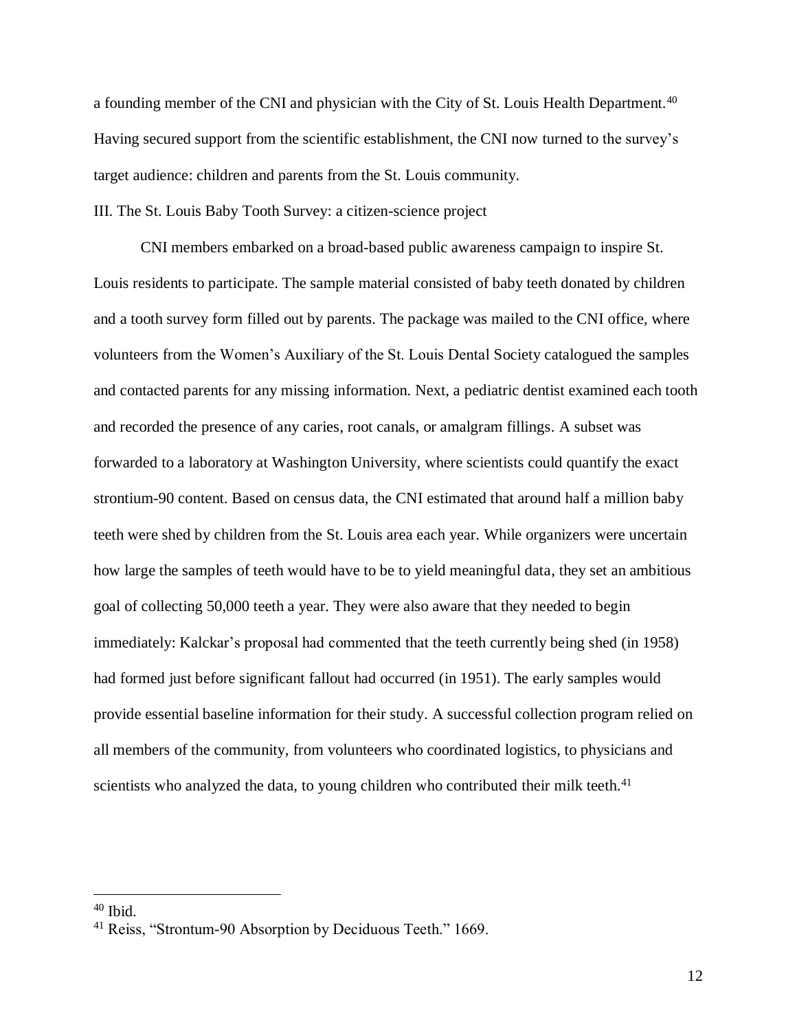a founding member of the CNI and physician with the City of St. Louis Health Department.[40] Having secured support from the scientific establishment, the CNI now turned to the survey's target audience: children and parents from the St. Louis community.

## III. The St. Louis Baby Tooth Survey: a citizen-science project

CNI members embarked on a broad-based public awareness campaign to inspire St. Louis residents to participate. The sample material consisted of baby teeth donated by children and a tooth survey form filled out by parents. The package was mailed to the CNI office, where volunteers from the Women's Auxiliary of the St. Louis Dental Society catalogued the samples and contacted parents for any missing information. Next, a pediatric dentist examined each tooth and recorded the presence of any caries, root canals, or amalgram fillings. A subset was forwarded to a laboratory at Washington University, where scientists could quantify the exact strontium-90 content. Based on census data, the CNI estimated that around half a million baby teeth were shed by children from the St. Louis area each year. While organizers were uncertain how large the samples of teeth would have to be to yield meaningful data, they set an ambitious goal of collecting 50,000 teeth a year. They were also aware that they needed to begin immediately: Kalckar's proposal had commented that the teeth currently being shed (in 1958) had formed just before significant fallout had occurred (in 1951). The early samples would provide essential baseline information for their study. A successful collection program relied on all members of the community, from volunteers who coordinated logistics, to physicians and scientists who analyzed the data, to young children who contributed their milk teeth.[41]

---

[40] Ibid.

[41] Reiss, "Strontum-90 Absorption by Deciduous Teeth." 1669.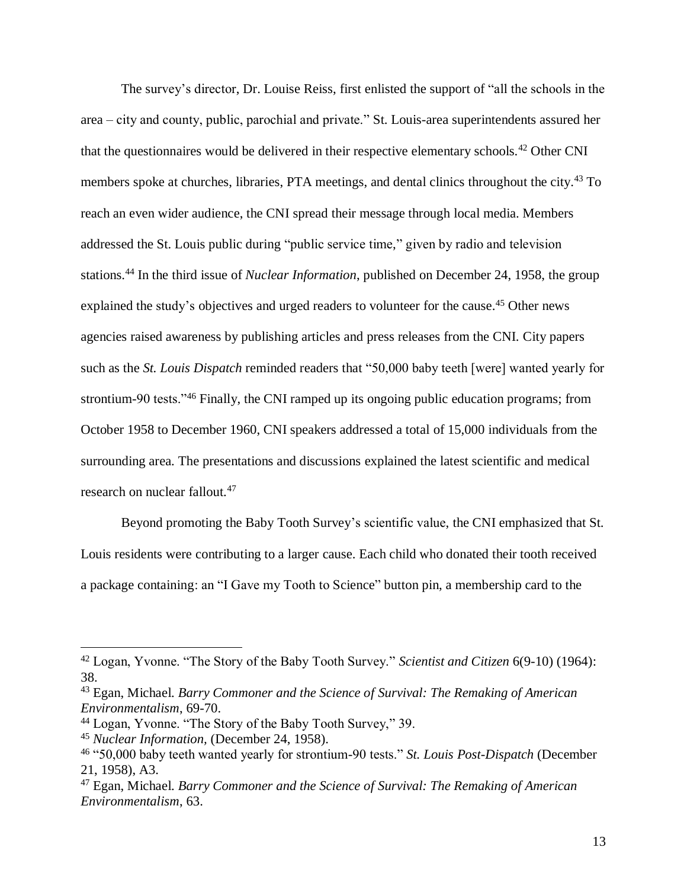The survey's director, Dr. Louise Reiss, first enlisted the support of "all the schools in the area – city and county, public, parochial and private." St. Louis-area superintendents assured her that the questionnaires would be delivered in their respective elementary schools.[42] Other CNI members spoke at churches, libraries, PTA meetings, and dental clinics throughout the city.[43] To reach an even wider audience, the CNI spread their message through local media. Members addressed the St. Louis public during "public service time," given by radio and television stations.[44] In the third issue of *Nuclear Information*, published on December 24, 1958, the group explained the study's objectives and urged readers to volunteer for the cause.[45] Other news agencies raised awareness by publishing articles and press releases from the CNI. City papers such as the *St. Louis Dispatch* reminded readers that "50,000 baby teeth [were] wanted yearly for strontium-90 tests."[46] Finally, the CNI ramped up its ongoing public education programs; from October 1958 to December 1960, CNI speakers addressed a total of 15,000 individuals from the surrounding area. The presentations and discussions explained the latest scientific and medical research on nuclear fallout.[47]

Beyond promoting the Baby Tooth Survey's scientific value, the CNI emphasized that St. Louis residents were contributing to a larger cause. Each child who donated their tooth received a package containing: an "I Gave my Tooth to Science" button pin, a membership card to the

---

[42] Logan, Yvonne. "The Story of the Baby Tooth Survey." *Scientist and Citizen* 6(9-10) (1964): 38.

[43] Egan, Michael. *Barry Commoner and the Science of Survival: The Remaking of American Environmentalism*, 69-70.

[44] Logan, Yvonne. "The Story of the Baby Tooth Survey," 39.

[45] *Nuclear Information*, (December 24, 1958).

[46] "50,000 baby teeth wanted yearly for strontium-90 tests." *St. Louis Post-Dispatch* (December 21, 1958), A3.

[47] Egan, Michael. *Barry Commoner and the Science of Survival: The Remaking of American Environmentalism*, 63.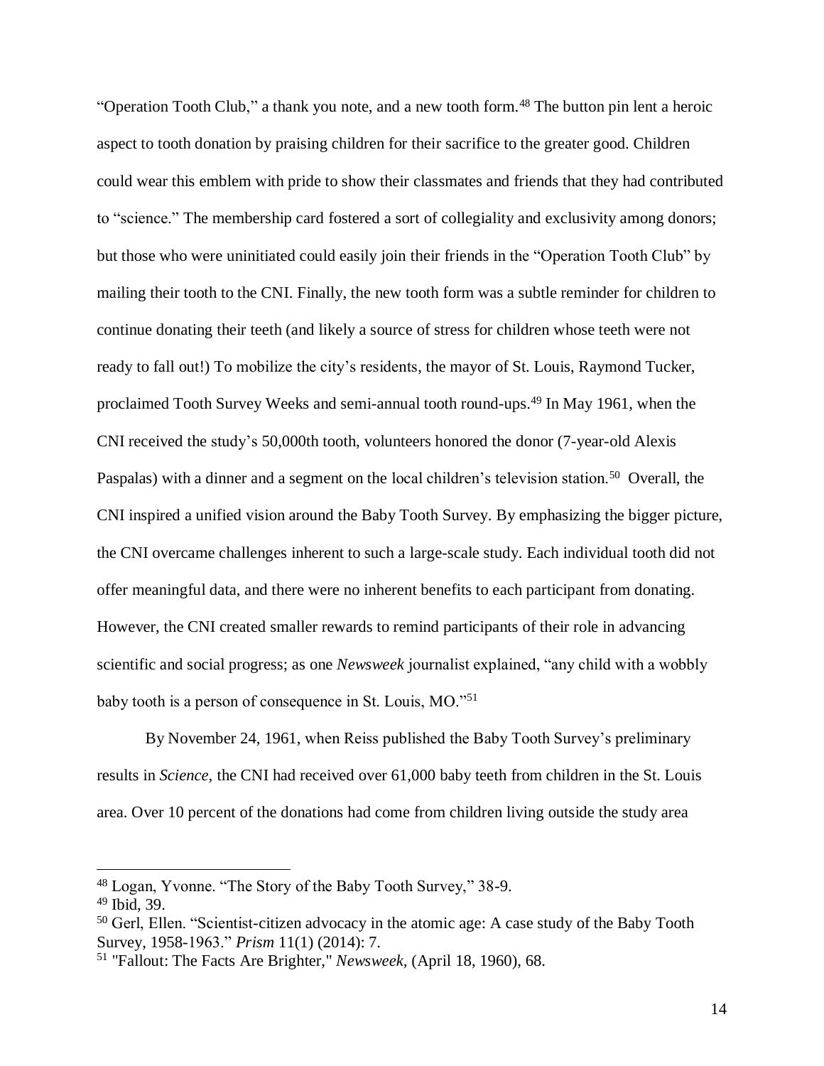"Operation Tooth Club," a thank you note, and a new tooth form.[48] The button pin lent a heroic aspect to tooth donation by praising children for their sacrifice to the greater good. Children could wear this emblem with pride to show their classmates and friends that they had contributed to "science." The membership card fostered a sort of collegiality and exclusivity among donors; but those who were uninitiated could easily join their friends in the "Operation Tooth Club" by mailing their tooth to the CNI. Finally, the new tooth form was a subtle reminder for children to continue donating their teeth (and likely a source of stress for children whose teeth were not ready to fall out!) To mobilize the city's residents, the mayor of St. Louis, Raymond Tucker, proclaimed Tooth Survey Weeks and semi-annual tooth round-ups.[49] In May 1961, when the CNI received the study's 50,000th tooth, volunteers honored the donor (7-year-old Alexis Paspalas) with a dinner and a segment on the local children's television station.[50] Overall, the CNI inspired a unified vision around the Baby Tooth Survey. By emphasizing the bigger picture, the CNI overcame challenges inherent to such a large-scale study. Each individual tooth did not offer meaningful data, and there were no inherent benefits to each participant from donating. However, the CNI created smaller rewards to remind participants of their role in advancing scientific and social progress; as one *Newsweek* journalist explained, "any child with a wobbly baby tooth is a person of consequence in St. Louis, MO."[51]

By November 24, 1961, when Reiss published the Baby Tooth Survey's preliminary results in *Science,* the CNI had received over 61,000 baby teeth from children in the St. Louis area. Over 10 percent of the donations had come from children living outside the study area

---

[48] Logan, Yvonne. "The Story of the Baby Tooth Survey," 38-9.

[49] Ibid, 39.

[50] Gerl, Ellen. "Scientist-citizen advocacy in the atomic age: A case study of the Baby Tooth Survey, 1958-1963." *Prism* 11(1) (2014): 7.

[51] "Fallout: The Facts Are Brighter," *Newsweek*, (April 18, 1960), 68.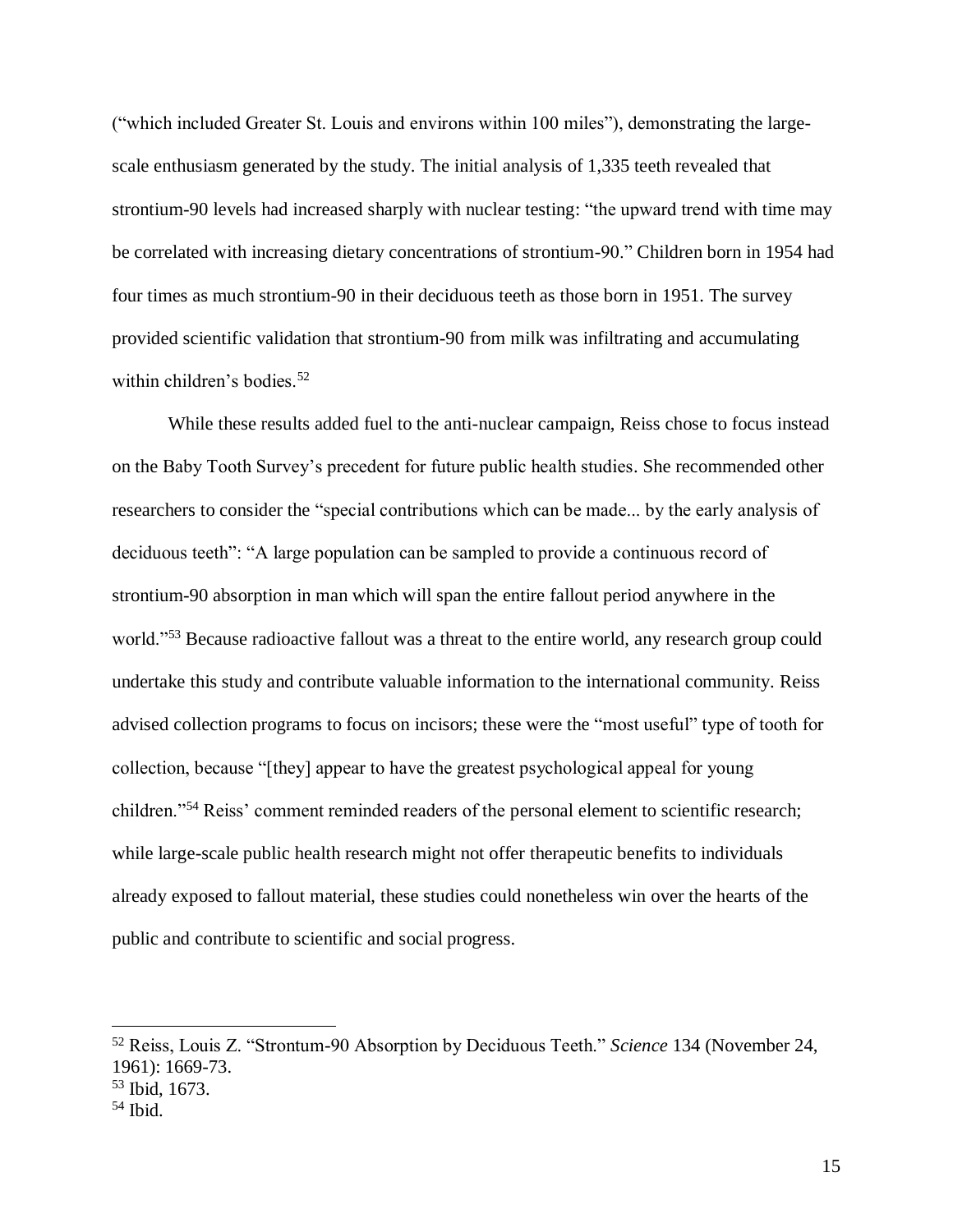("which included Greater St. Louis and environs within 100 miles"), demonstrating the large-scale enthusiasm generated by the study. The initial analysis of 1,335 teeth revealed that strontium-90 levels had increased sharply with nuclear testing: "the upward trend with time may be correlated with increasing dietary concentrations of strontium-90." Children born in 1954 had four times as much strontium-90 in their deciduous teeth as those born in 1951. The survey provided scientific validation that strontium-90 from milk was infiltrating and accumulating within children's bodies.[52]

While these results added fuel to the anti-nuclear campaign, Reiss chose to focus instead on the Baby Tooth Survey's precedent for future public health studies. She recommended other researchers to consider the "special contributions which can be made... by the early analysis of deciduous teeth": "A large population can be sampled to provide a continuous record of strontium-90 absorption in man which will span the entire fallout period anywhere in the world."[53] Because radioactive fallout was a threat to the entire world, any research group could undertake this study and contribute valuable information to the international community. Reiss advised collection programs to focus on incisors; these were the "most useful" type of tooth for collection, because "[they] appear to have the greatest psychological appeal for young children."[54] Reiss' comment reminded readers of the personal element to scientific research; while large-scale public health research might not offer therapeutic benefits to individuals already exposed to fallout material, these studies could nonetheless win over the hearts of the public and contribute to scientific and social progress.

---

[52] Reiss, Louis Z. "Strontum-90 Absorption by Deciduous Teeth." *Science* 134 (November 24, 1961): 1669-73.

[53] Ibid, 1673.

[54] Ibid.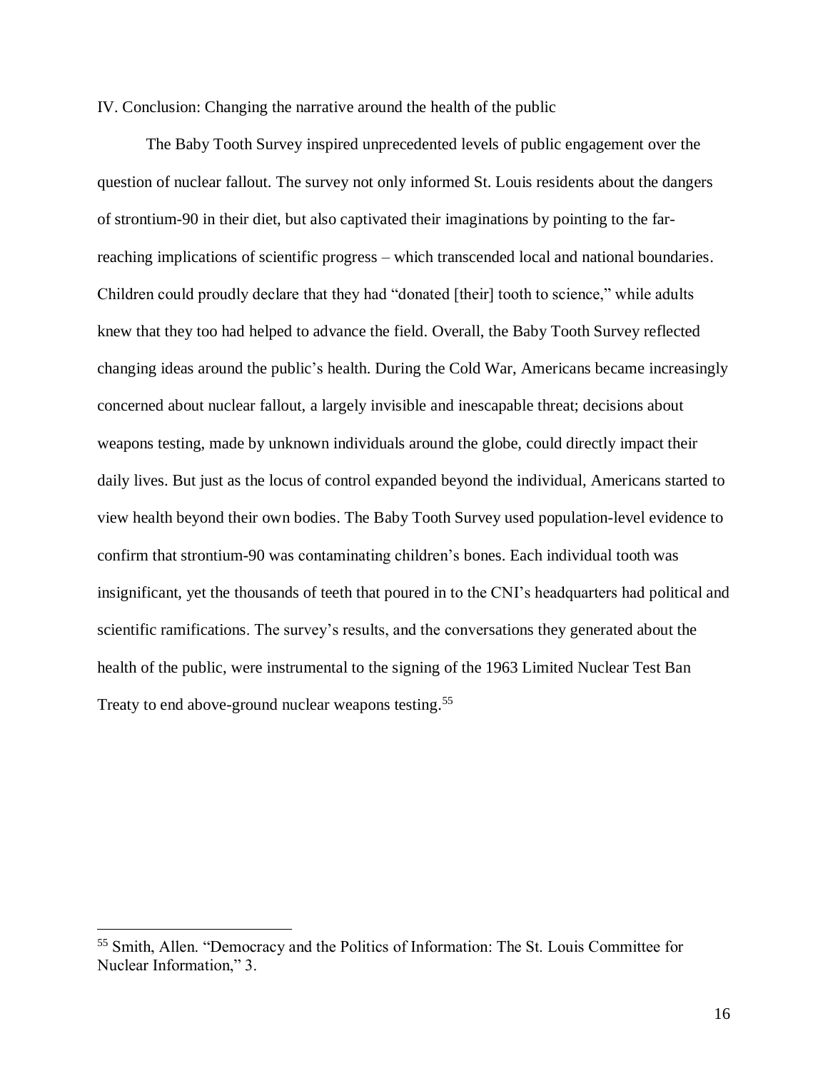## IV. Conclusion: Changing the narrative around the health of the public

The Baby Tooth Survey inspired unprecedented levels of public engagement over the question of nuclear fallout. The survey not only informed St. Louis residents about the dangers of strontium-90 in their diet, but also captivated their imaginations by pointing to the far-reaching implications of scientific progress – which transcended local and national boundaries. Children could proudly declare that they had "donated [their] tooth to science," while adults knew that they too had helped to advance the field. Overall, the Baby Tooth Survey reflected changing ideas around the public's health. During the Cold War, Americans became increasingly concerned about nuclear fallout, a largely invisible and inescapable threat; decisions about weapons testing, made by unknown individuals around the globe, could directly impact their daily lives. But just as the locus of control expanded beyond the individual, Americans started to view health beyond their own bodies. The Baby Tooth Survey used population-level evidence to confirm that strontium-90 was contaminating children's bones. Each individual tooth was insignificant, yet the thousands of teeth that poured in to the CNI's headquarters had political and scientific ramifications. The survey's results, and the conversations they generated about the health of the public, were instrumental to the signing of the 1963 Limited Nuclear Test Ban Treaty to end above-ground nuclear weapons testing.[55]

---

[55] Smith, Allen. "Democracy and the Politics of Information: The St. Louis Committee for Nuclear Information," 3.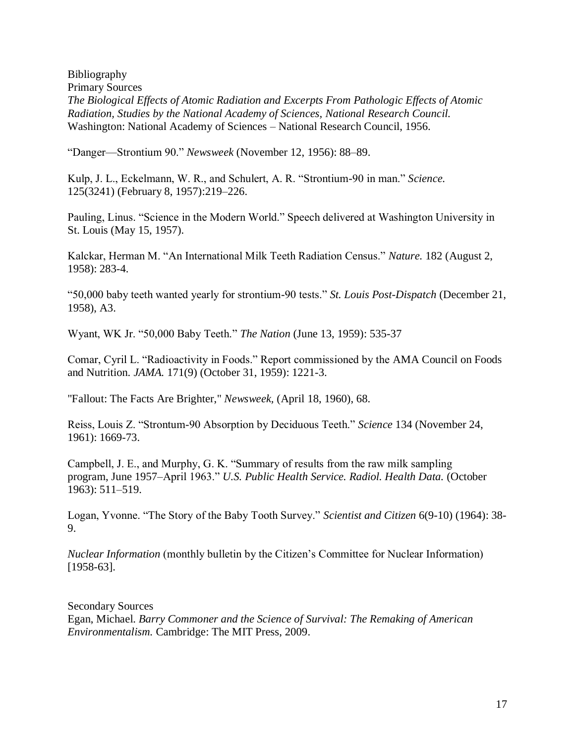# Bibliography

## Primary Sources

*The Biological Effects of Atomic Radiation and Excerpts From Pathologic Effects of Atomic Radiation, Studies by the National Academy of Sciences, National Research Council.* Washington: National Academy of Sciences – National Research Council, 1956.

"Danger—Strontium 90." *Newsweek* (November 12, 1956): 88–89.

Kulp, J. L., Eckelmann, W. R., and Schulert, A. R. "Strontium-90 in man." *Science.* 125(3241) (February 8, 1957):219–226.

Pauling, Linus. "Science in the Modern World." Speech delivered at Washington University in St. Louis (May 15, 1957).

Kalckar, Herman M. "An International Milk Teeth Radiation Census." *Nature.* 182 (August 2, 1958): 283-4.

"50,000 baby teeth wanted yearly for strontium-90 tests." *St. Louis Post-Dispatch* (December 21, 1958), A3.

Wyant, WK Jr. "50,000 Baby Teeth." *The Nation* (June 13, 1959): 535-37

Comar, Cyril L. "Radioactivity in Foods." Report commissioned by the AMA Council on Foods and Nutrition. *JAMA.* 171(9) (October 31, 1959): 1221-3.

"Fallout: The Facts Are Brighter," *Newsweek,* (April 18, 1960), 68.

Reiss, Louis Z. "Strontum-90 Absorption by Deciduous Teeth." *Science* 134 (November 24, 1961): 1669-73.

Campbell, J. E., and Murphy, G. K. "Summary of results from the raw milk sampling program, June 1957–April 1963." *U.S. Public Health Service. Radiol. Health Data.* (October 1963): 511–519.

Logan, Yvonne. "The Story of the Baby Tooth Survey." *Scientist and Citizen* 6(9-10) (1964): 38-9.

*Nuclear Information* (monthly bulletin by the Citizen's Committee for Nuclear Information) [1958-63].

## Secondary Sources

Egan, Michael. *Barry Commoner and the Science of Survival: The Remaking of American Environmentalism.* Cambridge: The MIT Press, 2009.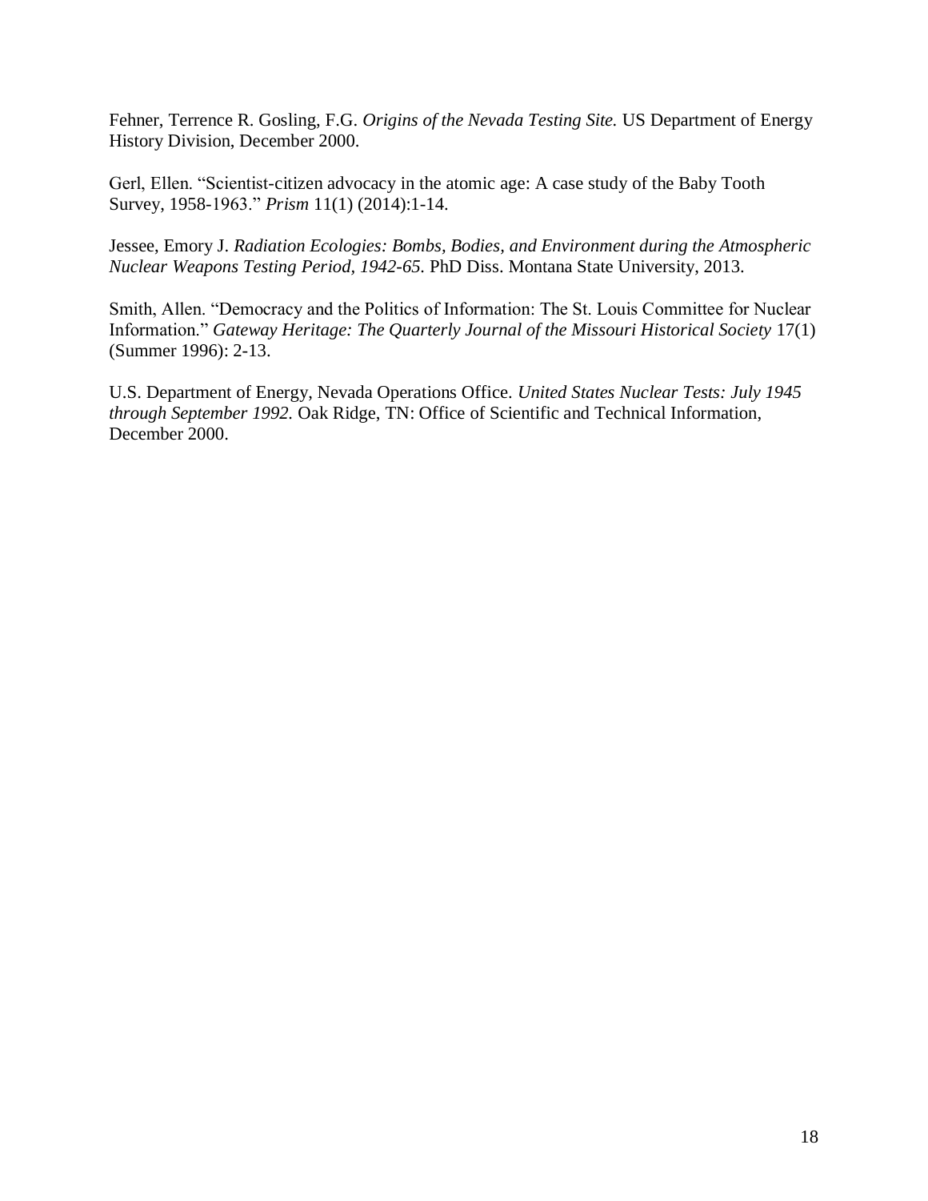Fehner, Terrence R. Gosling, F.G. *Origins of the Nevada Testing Site.* US Department of Energy History Division, December 2000.

Gerl, Ellen. "Scientist-citizen advocacy in the atomic age: A case study of the Baby Tooth Survey, 1958-1963." *Prism* 11(1) (2014):1-14.

Jessee, Emory J. *Radiation Ecologies: Bombs, Bodies, and Environment during the Atmospheric Nuclear Weapons Testing Period, 1942-65.* PhD Diss. Montana State University, 2013.

Smith, Allen. "Democracy and the Politics of Information: The St. Louis Committee for Nuclear Information." *Gateway Heritage: The Quarterly Journal of the Missouri Historical Society* 17(1) (Summer 1996): 2-13.

U.S. Department of Energy, Nevada Operations Office. *United States Nuclear Tests: July 1945 through September 1992.* Oak Ridge, TN: Office of Scientific and Technical Information, December 2000.